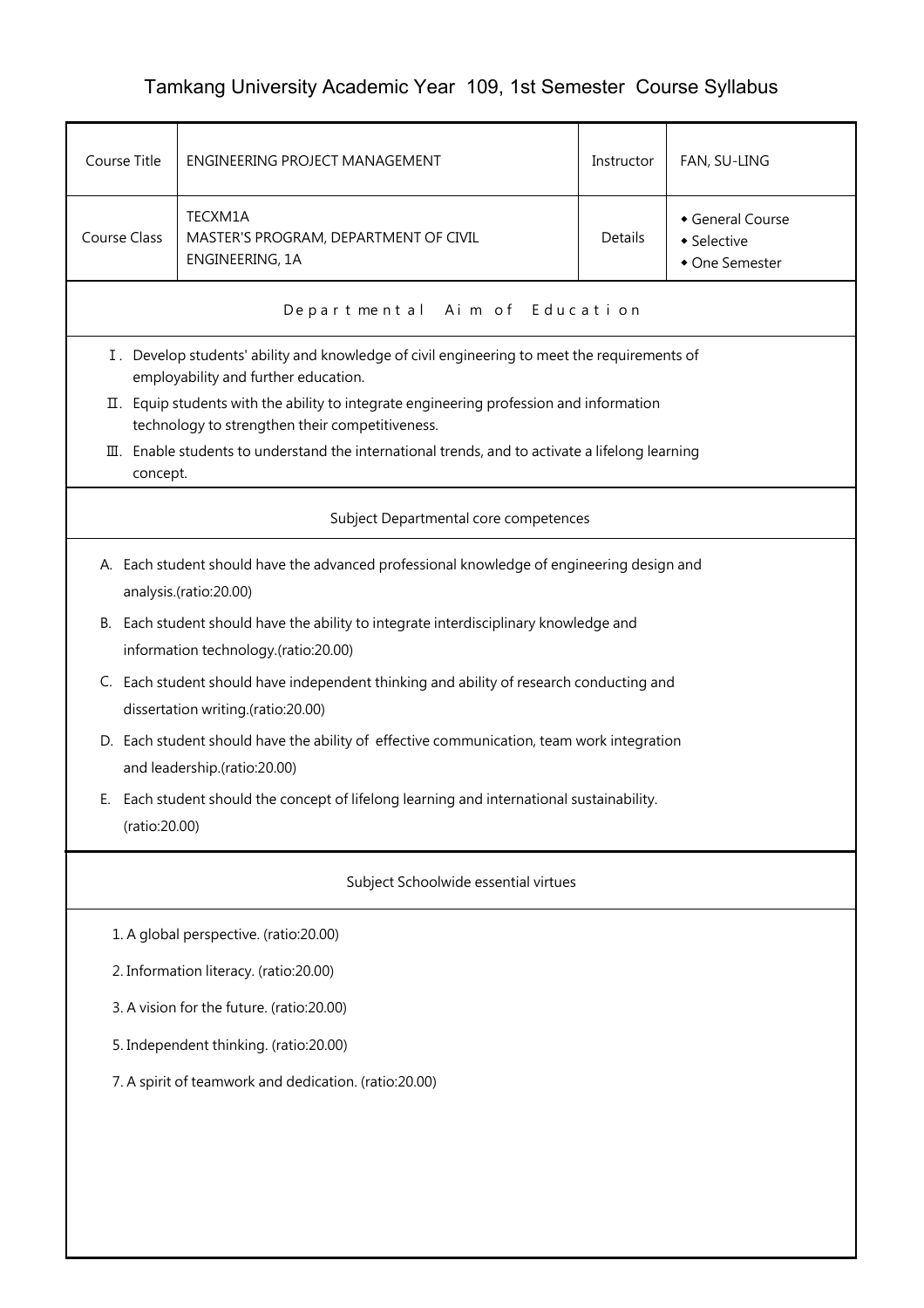# Tamkang University Academic Year 109, 1st Semester Course Syllabus

| Course Title | ENGINEERING PROJECT MANAGEMENT | Instructor | FAN, SU-LING |
|---|---|---|---|
| Course Class | TECXM1A<br>MASTER'S PROGRAM, DEPARTMENT OF CIVIL ENGINEERING, 1A | Details | ◆ General Course<br>◆ Selective<br>◆ One Semester |

## Departmental Aim of Education

Ⅰ. Develop students' ability and knowledge of civil engineering to meet the requirements of employability and further education.

Ⅱ. Equip students with the ability to integrate engineering profession and information technology to strengthen their competitiveness.

Ⅲ. Enable students to understand the international trends, and to activate a lifelong learning concept.

## Subject Departmental core competences

A. Each student should have the advanced professional knowledge of engineering design and analysis.(ratio:20.00)

B. Each student should have the ability to integrate interdisciplinary knowledge and information technology.(ratio:20.00)

C. Each student should have independent thinking and ability of research conducting and dissertation writing.(ratio:20.00)

D. Each student should have the ability of effective communication, team work integration and leadership.(ratio:20.00)

E. Each student should the concept of lifelong learning and international sustainability. (ratio:20.00)

## Subject Schoolwide essential virtues

1. A global perspective. (ratio:20.00)
2. Information literacy. (ratio:20.00)
3. A vision for the future. (ratio:20.00)
5. Independent thinking. (ratio:20.00)
7. A spirit of teamwork and dedication. (ratio:20.00)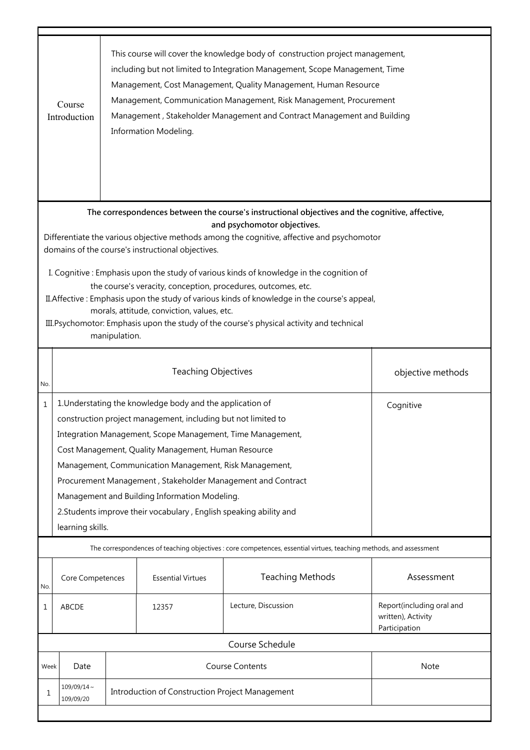| Course Introduction | This course will cover the knowledge body of construction project management, including but not limited to Integration Management, Scope Management, Time Management, Cost Management, Quality Management, Human Resource Management, Communication Management, Risk Management, Procurement Management , Stakeholder Management and Contract Management and Building Information Modeling. |
|---|---|

**The correspondences between the course's instructional objectives and the cognitive, affective, and psychomotor objectives.**

Differentiate the various objective methods among the cognitive, affective and psychomotor domains of the course's instructional objectives.

I. Cognitive : Emphasis upon the study of various kinds of knowledge in the cognition of the course's veracity, conception, procedures, outcomes, etc.

II.Affective : Emphasis upon the study of various kinds of knowledge in the course's appeal, morals, attitude, conviction, values, etc.

III.Psychomotor: Emphasis upon the study of the course's physical activity and technical manipulation.

| No. | Teaching Objectives | objective methods |
|---|---|---|
| 1 | 1.Understating the knowledge body and the application of construction project management, including but not limited to Integration Management, Scope Management, Time Management, Cost Management, Quality Management, Human Resource Management, Communication Management, Risk Management, Procurement Management , Stakeholder Management and Contract Management and Building Information Modeling.<br>2.Students improve their vocabulary , English speaking ability and learning skills. | Cognitive |

The correspondences of teaching objectives : core competences, essential virtues, teaching methods, and assessment

| No. | Core Competences | Essential Virtues | Teaching Methods | Assessment |
|---|---|---|---|---|
| 1 | ABCDE | 12357 | Lecture, Discussion | Report(including oral and written), Activity Participation |

Course Schedule

| Week | Date | Course Contents | Note |
|---|---|---|---|
| 1 | 109/09/14～109/09/20 | Introduction of Construction Project Management | |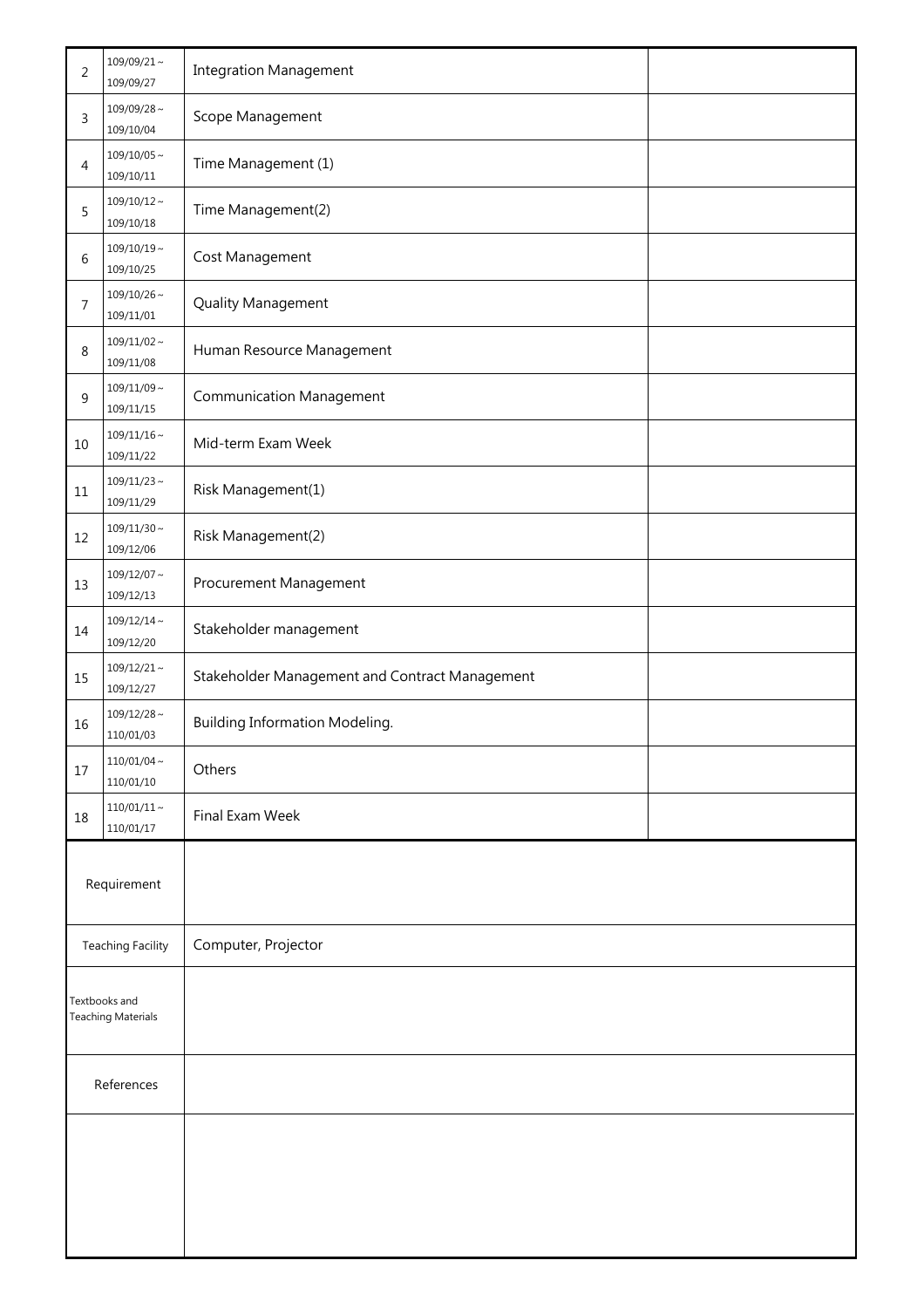| | | | |
|---|---|---|---|
| 2 | 109/09/21～109/09/27 | Integration Management | |
| 3 | 109/09/28～109/10/04 | Scope Management | |
| 4 | 109/10/05～109/10/11 | Time Management (1) | |
| 5 | 109/10/12～109/10/18 | Time Management(2) | |
| 6 | 109/10/19～109/10/25 | Cost Management | |
| 7 | 109/10/26～109/11/01 | Quality Management | |
| 8 | 109/11/02～109/11/08 | Human Resource Management | |
| 9 | 109/11/09～109/11/15 | Communication Management | |
| 10 | 109/11/16～109/11/22 | Mid-term Exam Week | |
| 11 | 109/11/23～109/11/29 | Risk Management(1) | |
| 12 | 109/11/30～109/12/06 | Risk Management(2) | |
| 13 | 109/12/07～109/12/13 | Procurement Management | |
| 14 | 109/12/14～109/12/20 | Stakeholder management | |
| 15 | 109/12/21～109/12/27 | Stakeholder Management and Contract Management | |
| 16 | 109/12/28～110/01/03 | Building Information Modeling. | |
| 17 | 110/01/04～110/01/10 | Others | |
| 18 | 110/01/11～110/01/17 | Final Exam Week | |

| | |
|---|---|
| Requirement | |
| Teaching Facility | Computer, Projector |
| Textbooks and Teaching Materials | |
| References | |
| | |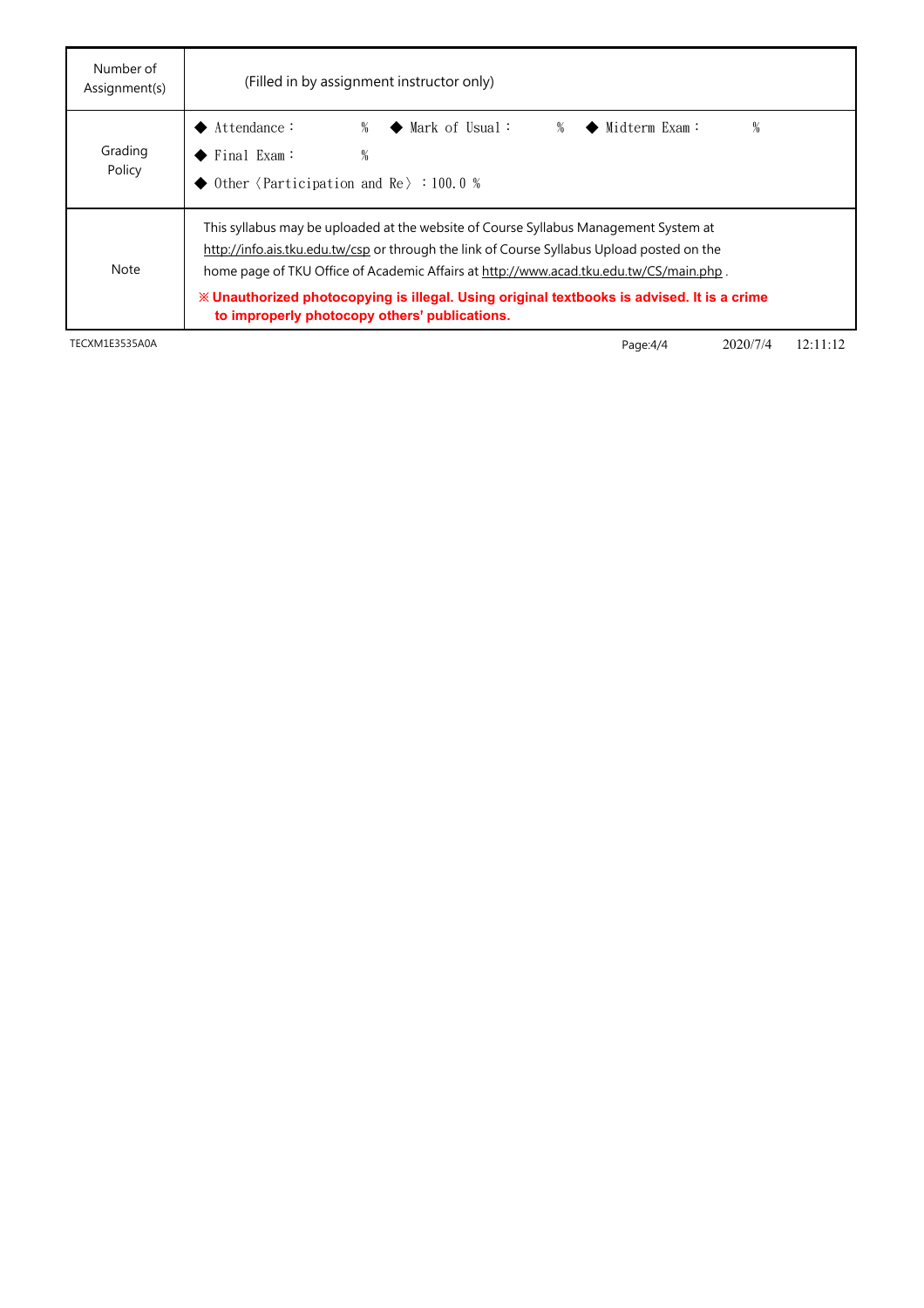| | |
|---|---|
| Number of Assignment(s) | (Filled in by assignment instructor only) |
| Grading Policy | ◆ Attendance： % ◆ Mark of Usual： % ◆ Midterm Exam： %<br>◆ Final Exam： %<br>◆ Other〈Participation and Re〉：100.0 % |
| Note | This syllabus may be uploaded at the website of Course Syllabus Management System at http://info.ais.tku.edu.tw/csp or through the link of Course Syllabus Upload posted on the home page of TKU Office of Academic Affairs at http://www.acad.tku.edu.tw/CS/main.php .<br>**※ Unauthorized photocopying is illegal. Using original textbooks is advised. It is a crime to improperly photocopy others' publications.** |

TECXM1E3535A0A 2020/7/4 12:11:12